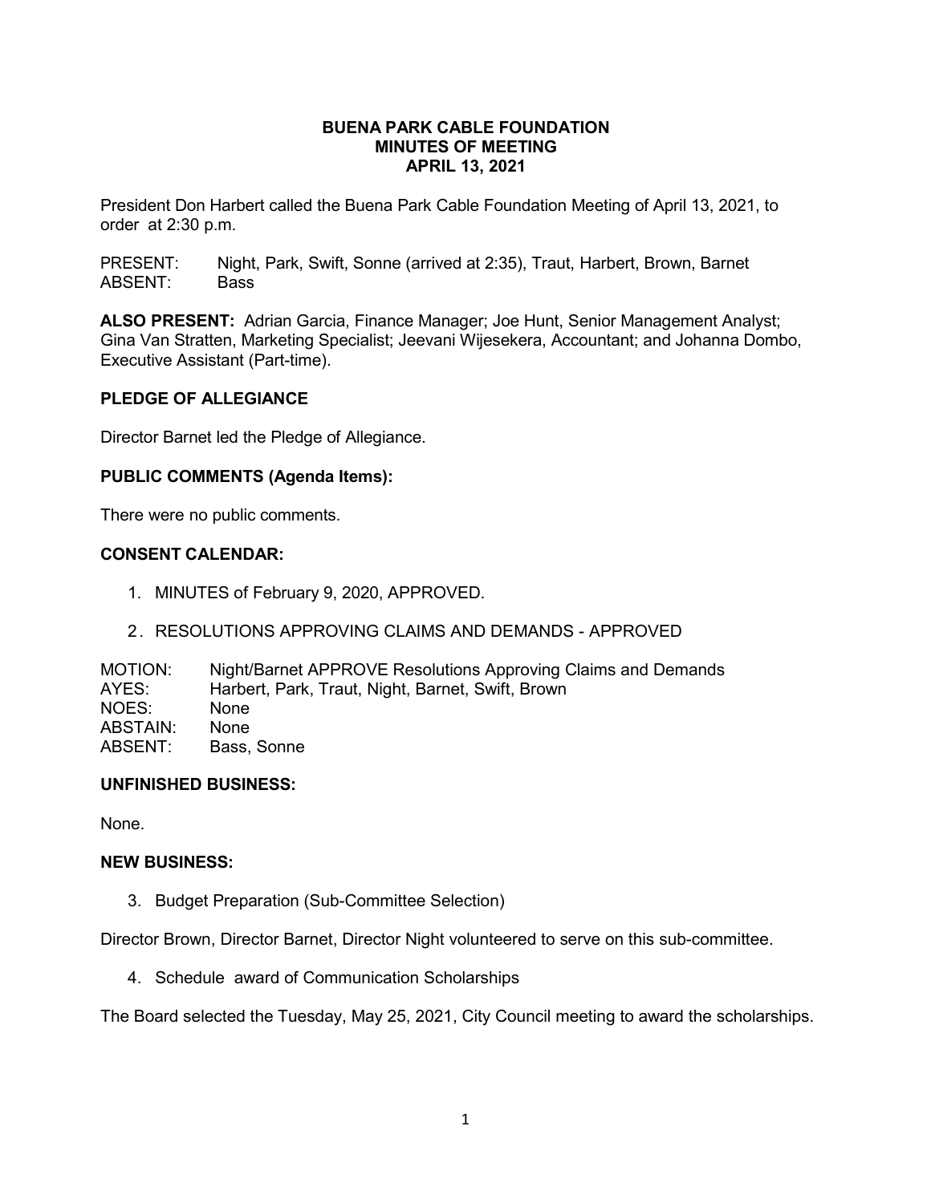# BUENA PARK CABLE FOUNDATION
## MINUTES OF MEETING
## APRIL 13, 2021

President Don Harbert called the Buena Park Cable Foundation Meeting of April 13, 2021, to order at 2:30 p.m.

PRESENT: Night, Park, Swift, Sonne (arrived at 2:35), Traut, Harbert, Brown, Barnet
ABSENT: Bass

**ALSO PRESENT:** Adrian Garcia, Finance Manager; Joe Hunt, Senior Management Analyst; Gina Van Stratten, Marketing Specialist; Jeevani Wijesekera, Accountant; and Johanna Dombo, Executive Assistant (Part-time).

### PLEDGE OF ALLEGIANCE

Director Barnet led the Pledge of Allegiance.

### PUBLIC COMMENTS (Agenda Items):

There were no public comments.

### CONSENT CALENDAR:

1. MINUTES of February 9, 2020, APPROVED.
2. RESOLUTIONS APPROVING CLAIMS AND DEMANDS - APPROVED

MOTION: Night/Barnet APPROVE Resolutions Approving Claims and Demands
AYES: Harbert, Park, Traut, Night, Barnet, Swift, Brown
NOES: None
ABSTAIN: None
ABSENT: Bass, Sonne

### UNFINISHED BUSINESS:

None.

### NEW BUSINESS:

3. Budget Preparation (Sub-Committee Selection)

Director Brown, Director Barnet, Director Night volunteered to serve on this sub-committee.

4. Schedule award of Communication Scholarships

The Board selected the Tuesday, May 25, 2021, City Council meeting to award the scholarships.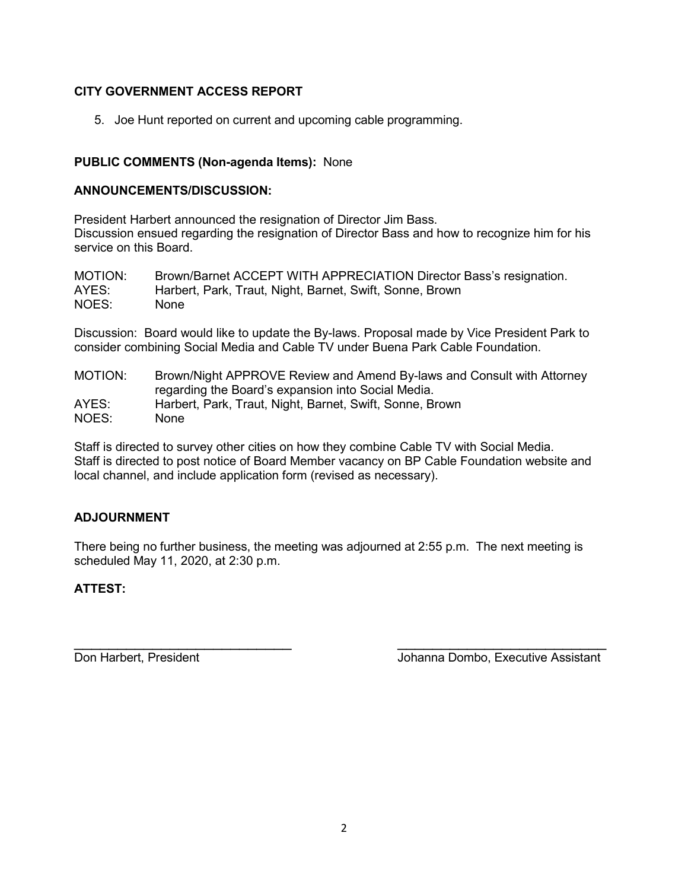**CITY GOVERNMENT ACCESS REPORT**

5. Joe Hunt reported on current and upcoming cable programming.

**PUBLIC COMMENTS (Non-agenda Items):** None

**ANNOUNCEMENTS/DISCUSSION:**

President Harbert announced the resignation of Director Jim Bass.
Discussion ensued regarding the resignation of Director Bass and how to recognize him for his service on this Board.

MOTION: Brown/Barnet ACCEPT WITH APPRECIATION Director Bass's resignation.
AYES: Harbert, Park, Traut, Night, Barnet, Swift, Sonne, Brown
NOES: None

Discussion: Board would like to update the By-laws. Proposal made by Vice President Park to consider combining Social Media and Cable TV under Buena Park Cable Foundation.

MOTION: Brown/Night APPROVE Review and Amend By-laws and Consult with Attorney regarding the Board's expansion into Social Media.
AYES: Harbert, Park, Traut, Night, Barnet, Swift, Sonne, Brown
NOES: None

Staff is directed to survey other cities on how they combine Cable TV with Social Media.
Staff is directed to post notice of Board Member vacancy on BP Cable Foundation website and local channel, and include application form (revised as necessary).

**ADJOURNMENT**

There being no further business, the meeting was adjourned at 2:55 p.m. The next meeting is scheduled May 11, 2020, at 2:30 p.m.

**ATTEST:**

_______________________________ _______________________________
Don Harbert, President Johanna Dombo, Executive Assistant